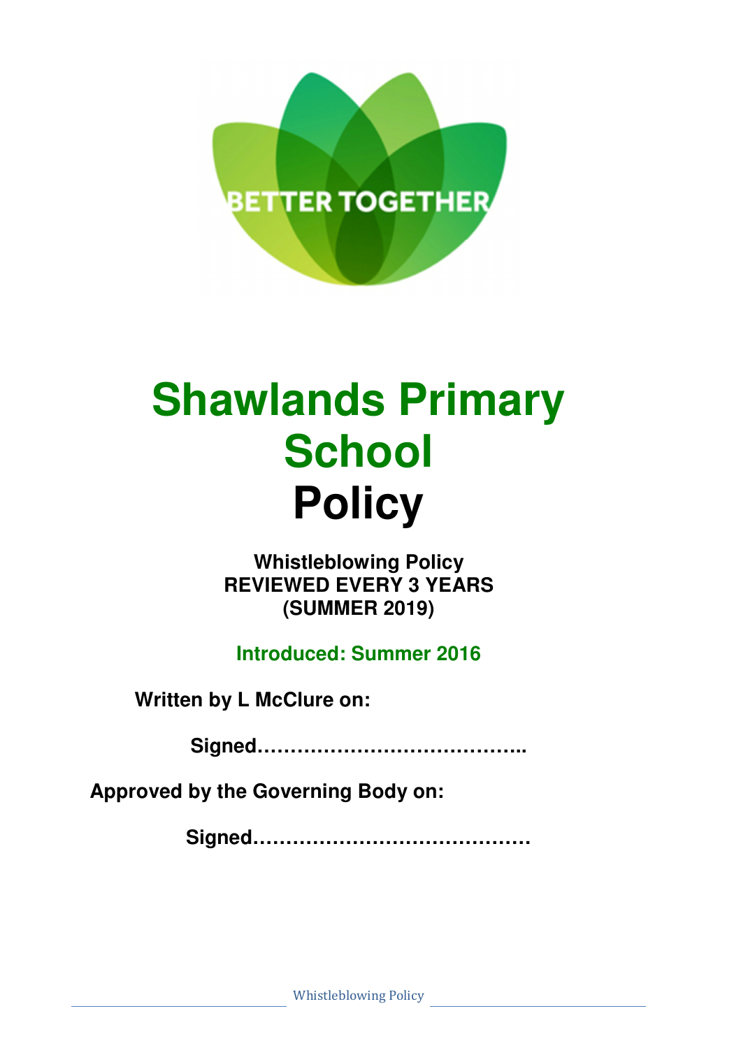BETTER TOGETHER

# Shawlands Primary School

# Policy

**Whistleblowing Policy**
**REVIEWED EVERY 3 YEARS**
**(SUMMER 2019)**

**Introduced: Summer 2016**

**Written by L McClure on:**

**Signed…………………………………..**

**Approved by the Governing Body on:**

**Signed……………………………………**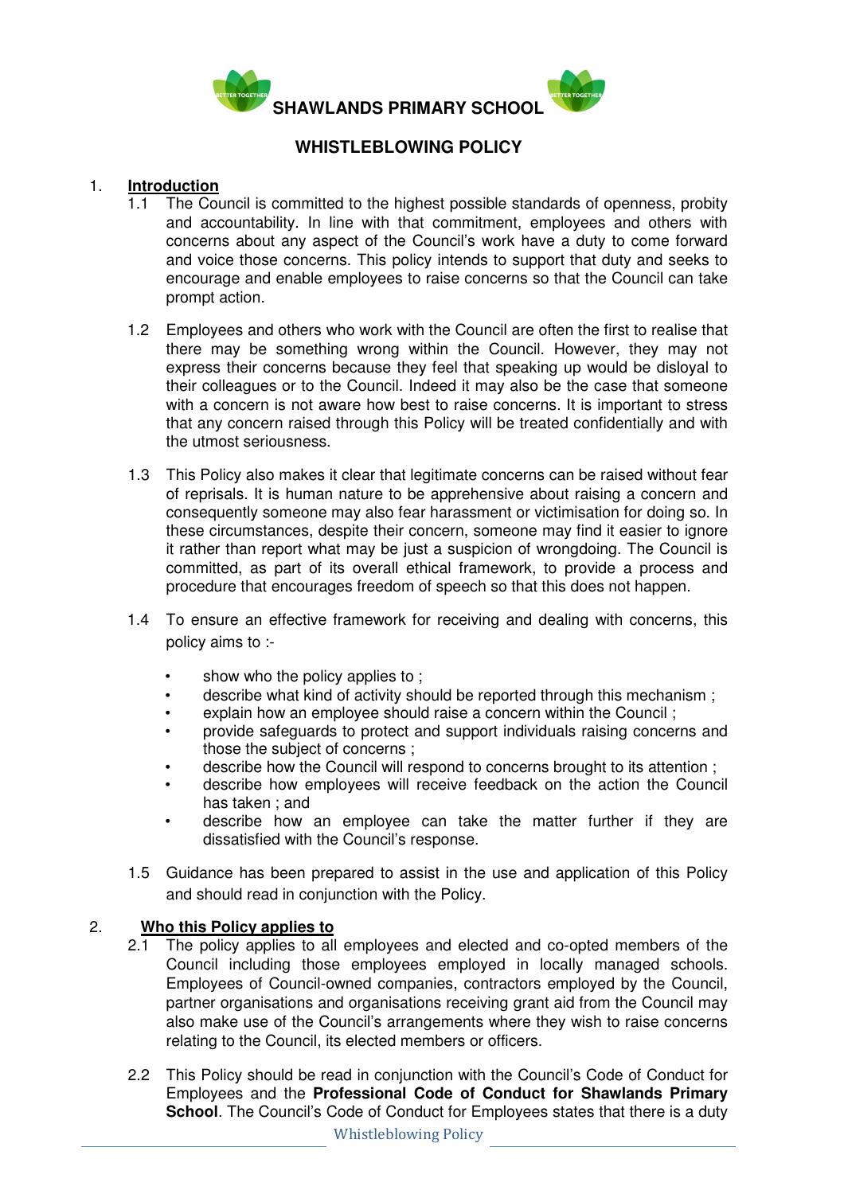**SHAWLANDS PRIMARY SCHOOL**

## WHISTLEBLOWING POLICY

1. **Introduction**

1.1 The Council is committed to the highest possible standards of openness, probity and accountability. In line with that commitment, employees and others with concerns about any aspect of the Council's work have a duty to come forward and voice those concerns. This policy intends to support that duty and seeks to encourage and enable employees to raise concerns so that the Council can take prompt action.

1.2 Employees and others who work with the Council are often the first to realise that there may be something wrong within the Council. However, they may not express their concerns because they feel that speaking up would be disloyal to their colleagues or to the Council. Indeed it may also be the case that someone with a concern is not aware how best to raise concerns. It is important to stress that any concern raised through this Policy will be treated confidentially and with the utmost seriousness.

1.3 This Policy also makes it clear that legitimate concerns can be raised without fear of reprisals. It is human nature to be apprehensive about raising a concern and consequently someone may also fear harassment or victimisation for doing so. In these circumstances, despite their concern, someone may find it easier to ignore it rather than report what may be just a suspicion of wrongdoing. The Council is committed, as part of its overall ethical framework, to provide a process and procedure that encourages freedom of speech so that this does not happen.

1.4 To ensure an effective framework for receiving and dealing with concerns, this policy aims to :-

- show who the policy applies to ;
- describe what kind of activity should be reported through this mechanism ;
- explain how an employee should raise a concern within the Council ;
- provide safeguards to protect and support individuals raising concerns and those the subject of concerns ;
- describe how the Council will respond to concerns brought to its attention ;
- describe how employees will receive feedback on the action the Council has taken ; and
- describe how an employee can take the matter further if they are dissatisfied with the Council's response.

1.5 Guidance has been prepared to assist in the use and application of this Policy and should read in conjunction with the Policy.

2. **Who this Policy applies to**

2.1 The policy applies to all employees and elected and co-opted members of the Council including those employees employed in locally managed schools. Employees of Council-owned companies, contractors employed by the Council, partner organisations and organisations receiving grant aid from the Council may also make use of the Council's arrangements where they wish to raise concerns relating to the Council, its elected members or officers.

2.2 This Policy should be read in conjunction with the Council's Code of Conduct for Employees and the **Professional Code of Conduct for Shawlands Primary School**. The Council's Code of Conduct for Employees states that there is a duty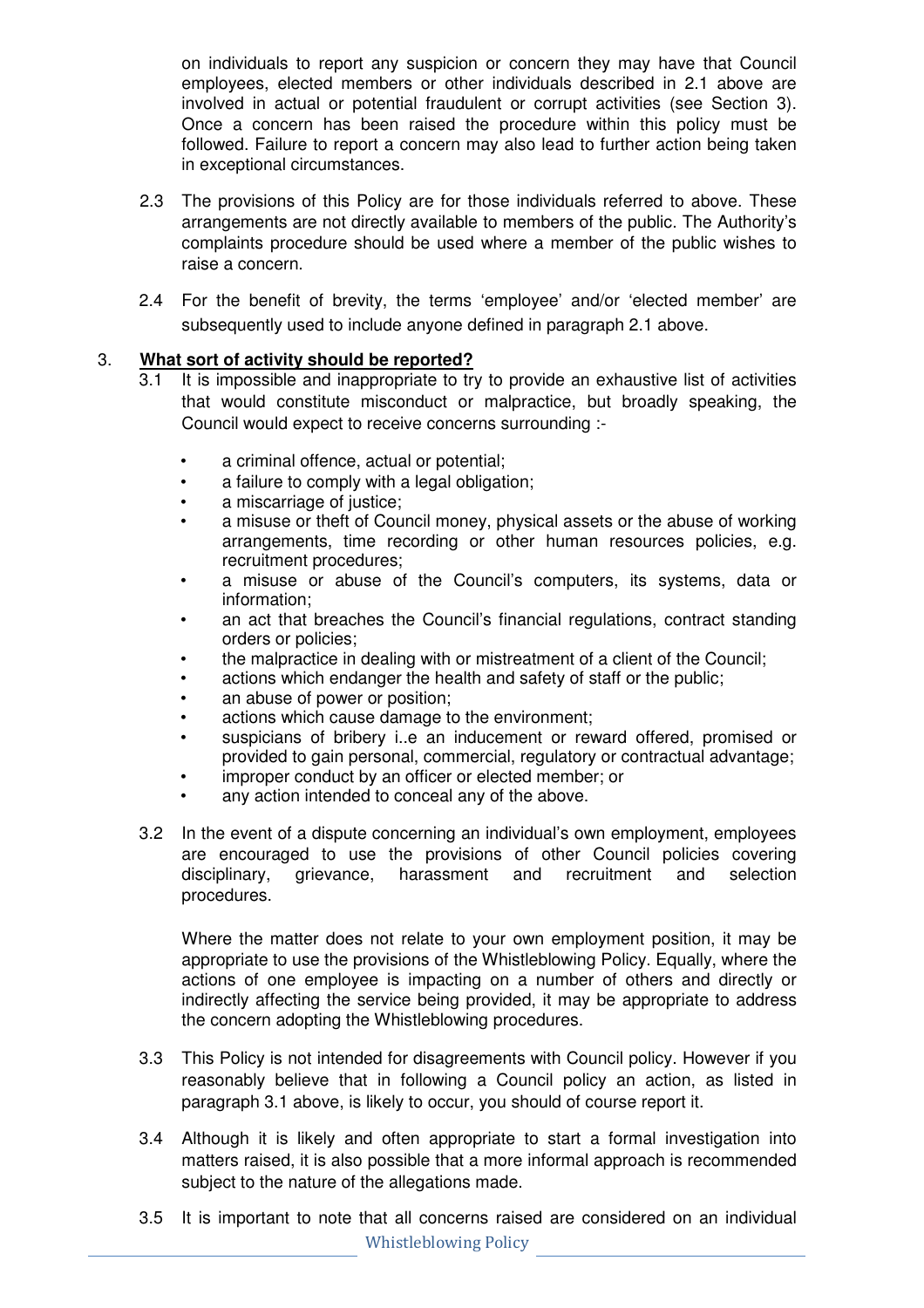on individuals to report any suspicion or concern they may have that Council employees, elected members or other individuals described in 2.1 above are involved in actual or potential fraudulent or corrupt activities (see Section 3). Once a concern has been raised the procedure within this policy must be followed. Failure to report a concern may also lead to further action being taken in exceptional circumstances.

2.3 The provisions of this Policy are for those individuals referred to above. These arrangements are not directly available to members of the public. The Authority's complaints procedure should be used where a member of the public wishes to raise a concern.

2.4 For the benefit of brevity, the terms 'employee' and/or 'elected member' are subsequently used to include anyone defined in paragraph 2.1 above.

## 3. What sort of activity should be reported?

3.1 It is impossible and inappropriate to try to provide an exhaustive list of activities that would constitute misconduct or malpractice, but broadly speaking, the Council would expect to receive concerns surrounding :-

- a criminal offence, actual or potential;
- a failure to comply with a legal obligation;
- a miscarriage of justice;
- a misuse or theft of Council money, physical assets or the abuse of working arrangements, time recording or other human resources policies, e.g. recruitment procedures;
- a misuse or abuse of the Council's computers, its systems, data or information;
- an act that breaches the Council's financial regulations, contract standing orders or policies;
- the malpractice in dealing with or mistreatment of a client of the Council;
- actions which endanger the health and safety of staff or the public;
- an abuse of power or position;
- actions which cause damage to the environment;
- suspicians of bribery i..e an inducement or reward offered, promised or provided to gain personal, commercial, regulatory or contractual advantage;
- improper conduct by an officer or elected member; or
- any action intended to conceal any of the above.

3.2 In the event of a dispute concerning an individual's own employment, employees are encouraged to use the provisions of other Council policies covering disciplinary, grievance, harassment and recruitment and selection procedures.

Where the matter does not relate to your own employment position, it may be appropriate to use the provisions of the Whistleblowing Policy. Equally, where the actions of one employee is impacting on a number of others and directly or indirectly affecting the service being provided, it may be appropriate to address the concern adopting the Whistleblowing procedures.

3.3 This Policy is not intended for disagreements with Council policy. However if you reasonably believe that in following a Council policy an action, as listed in paragraph 3.1 above, is likely to occur, you should of course report it.

3.4 Although it is likely and often appropriate to start a formal investigation into matters raised, it is also possible that a more informal approach is recommended subject to the nature of the allegations made.

3.5 It is important to note that all concerns raised are considered on an individual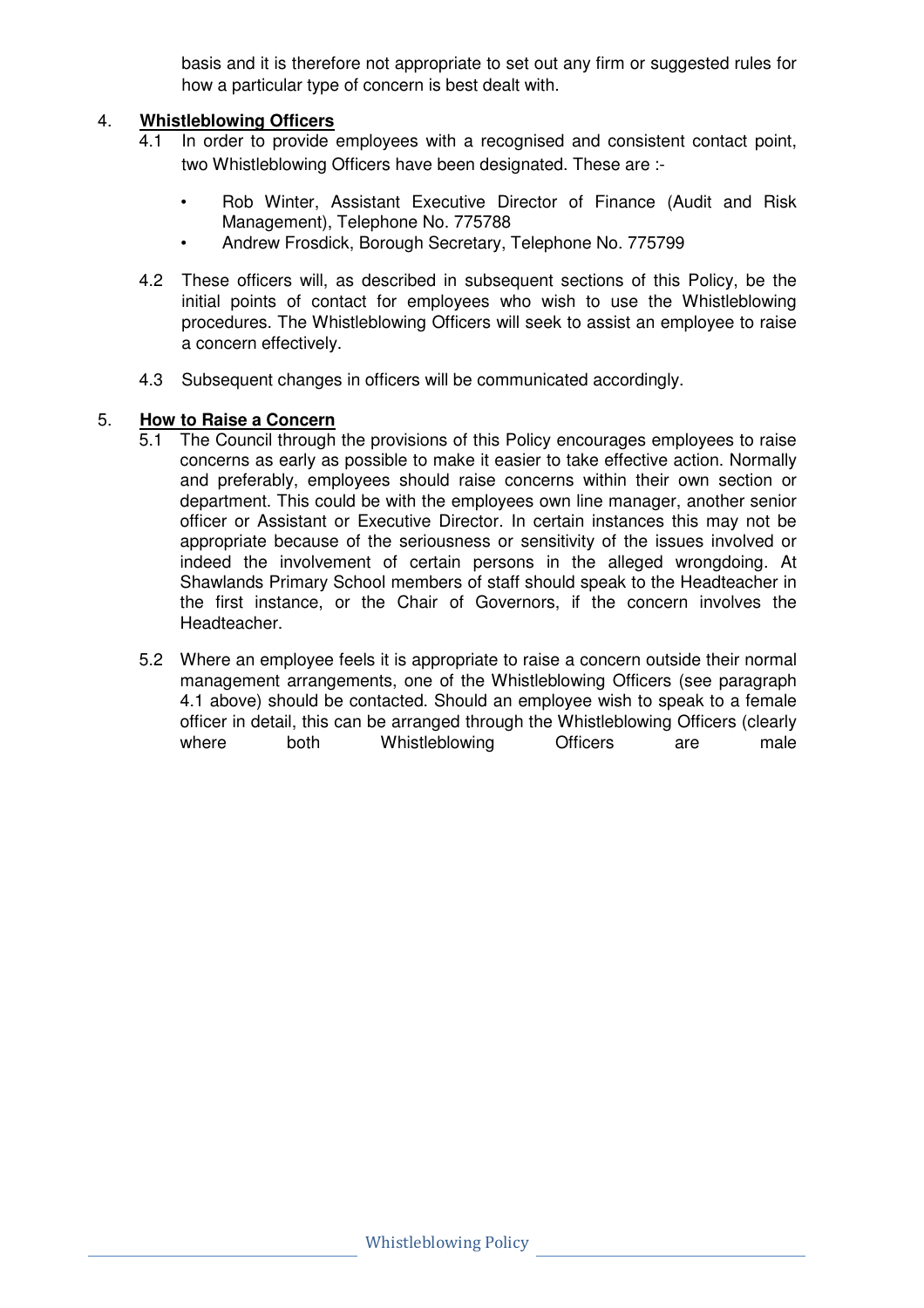basis and it is therefore not appropriate to set out any firm or suggested rules for how a particular type of concern is best dealt with.

## 4. **Whistleblowing Officers**

4.1 In order to provide employees with a recognised and consistent contact point, two Whistleblowing Officers have been designated. These are :-

- Rob Winter, Assistant Executive Director of Finance (Audit and Risk Management), Telephone No. 775788
- Andrew Frosdick, Borough Secretary, Telephone No. 775799

4.2 These officers will, as described in subsequent sections of this Policy, be the initial points of contact for employees who wish to use the Whistleblowing procedures. The Whistleblowing Officers will seek to assist an employee to raise a concern effectively.

4.3 Subsequent changes in officers will be communicated accordingly.

## 5. **How to Raise a Concern**

5.1 The Council through the provisions of this Policy encourages employees to raise concerns as early as possible to make it easier to take effective action. Normally and preferably, employees should raise concerns within their own section or department. This could be with the employees own line manager, another senior officer or Assistant or Executive Director. In certain instances this may not be appropriate because of the seriousness or sensitivity of the issues involved or indeed the involvement of certain persons in the alleged wrongdoing. At Shawlands Primary School members of staff should speak to the Headteacher in the first instance, or the Chair of Governors, if the concern involves the Headteacher.

5.2 Where an employee feels it is appropriate to raise a concern outside their normal management arrangements, one of the Whistleblowing Officers (see paragraph 4.1 above) should be contacted. Should an employee wish to speak to a female officer in detail, this can be arranged through the Whistleblowing Officers (clearly where both Whistleblowing Officers are male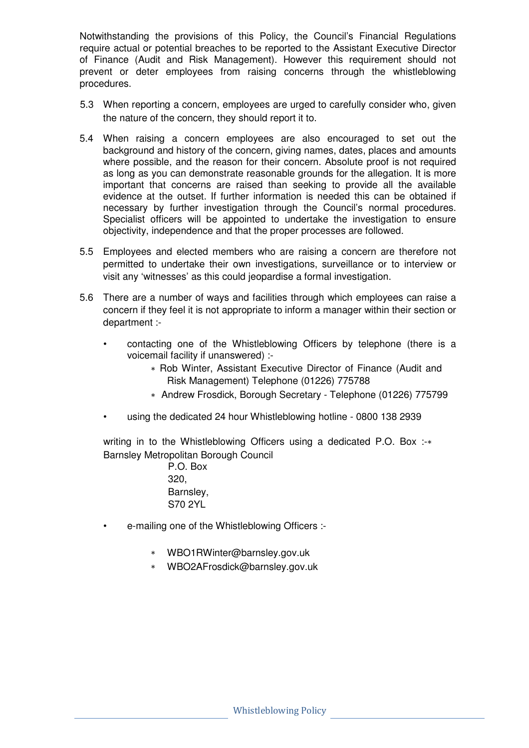Notwithstanding the provisions of this Policy, the Council's Financial Regulations require actual or potential breaches to be reported to the Assistant Executive Director of Finance (Audit and Risk Management). However this requirement should not prevent or deter employees from raising concerns through the whistleblowing procedures.

5.3 When reporting a concern, employees are urged to carefully consider who, given the nature of the concern, they should report it to.

5.4 When raising a concern employees are also encouraged to set out the background and history of the concern, giving names, dates, places and amounts where possible, and the reason for their concern. Absolute proof is not required as long as you can demonstrate reasonable grounds for the allegation. It is more important that concerns are raised than seeking to provide all the available evidence at the outset. If further information is needed this can be obtained if necessary by further investigation through the Council's normal procedures. Specialist officers will be appointed to undertake the investigation to ensure objectivity, independence and that the proper processes are followed.

5.5 Employees and elected members who are raising a concern are therefore not permitted to undertake their own investigations, surveillance or to interview or visit any 'witnesses' as this could jeopardise a formal investigation.

5.6 There are a number of ways and facilities through which employees can raise a concern if they feel it is not appropriate to inform a manager within their section or department :-

- contacting one of the Whistleblowing Officers by telephone (there is a voicemail facility if unanswered) :-
  - Rob Winter, Assistant Executive Director of Finance (Audit and Risk Management) Telephone (01226) 775788
  - Andrew Frosdick, Borough Secretary - Telephone (01226) 775799
- using the dedicated 24 hour Whistleblowing hotline - 0800 138 2939

writing in to the Whistleblowing Officers using a dedicated P.O. Box :-∗ Barnsley Metropolitan Borough Council
P.O. Box
320,
Barnsley,
S70 2YL

- e-mailing one of the Whistleblowing Officers :-
  - WBO1RWinter@barnsley.gov.uk
  - WBO2AFrosdick@barnsley.gov.uk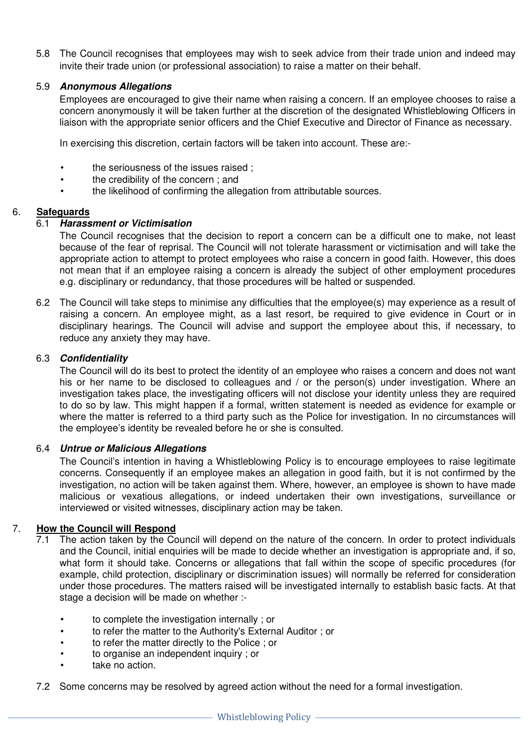5.8 The Council recognises that employees may wish to seek advice from their trade union and indeed may invite their trade union (or professional association) to raise a matter on their behalf.

5.9 ***Anonymous Allegations***

Employees are encouraged to give their name when raising a concern. If an employee chooses to raise a concern anonymously it will be taken further at the discretion of the designated Whistleblowing Officers in liaison with the appropriate senior officers and the Chief Executive and Director of Finance as necessary.

In exercising this discretion, certain factors will be taken into account. These are:-

- the seriousness of the issues raised ;
- the credibility of the concern ; and
- the likelihood of confirming the allegation from attributable sources.

## 6. Safeguards

6.1 ***Harassment or Victimisation***

The Council recognises that the decision to report a concern can be a difficult one to make, not least because of the fear of reprisal. The Council will not tolerate harassment or victimisation and will take the appropriate action to attempt to protect employees who raise a concern in good faith. However, this does not mean that if an employee raising a concern is already the subject of other employment procedures e.g. disciplinary or redundancy, that those procedures will be halted or suspended.

6.2 The Council will take steps to minimise any difficulties that the employee(s) may experience as a result of raising a concern. An employee might, as a last resort, be required to give evidence in Court or in disciplinary hearings. The Council will advise and support the employee about this, if necessary, to reduce any anxiety they may have.

6.3 ***Confidentiality***

The Council will do its best to protect the identity of an employee who raises a concern and does not want his or her name to be disclosed to colleagues and / or the person(s) under investigation. Where an investigation takes place, the investigating officers will not disclose your identity unless they are required to do so by law. This might happen if a formal, written statement is needed as evidence for example or where the matter is referred to a third party such as the Police for investigation. In no circumstances will the employee's identity be revealed before he or she is consulted.

6.4 ***Untrue or Malicious Allegations***

The Council's intention in having a Whistleblowing Policy is to encourage employees to raise legitimate concerns. Consequently if an employee makes an allegation in good faith, but it is not confirmed by the investigation, no action will be taken against them. Where, however, an employee is shown to have made malicious or vexatious allegations, or indeed undertaken their own investigations, surveillance or interviewed or visited witnesses, disciplinary action may be taken.

## 7. How the Council will Respond

7.1 The action taken by the Council will depend on the nature of the concern. In order to protect individuals and the Council, initial enquiries will be made to decide whether an investigation is appropriate and, if so, what form it should take. Concerns or allegations that fall within the scope of specific procedures (for example, child protection, disciplinary or discrimination issues) will normally be referred for consideration under those procedures. The matters raised will be investigated internally to establish basic facts. At that stage a decision will be made on whether :-

- to complete the investigation internally ; or
- to refer the matter to the Authority's External Auditor ; or
- to refer the matter directly to the Police ; or
- to organise an independent inquiry ; or
- take no action.

7.2 Some concerns may be resolved by agreed action without the need for a formal investigation.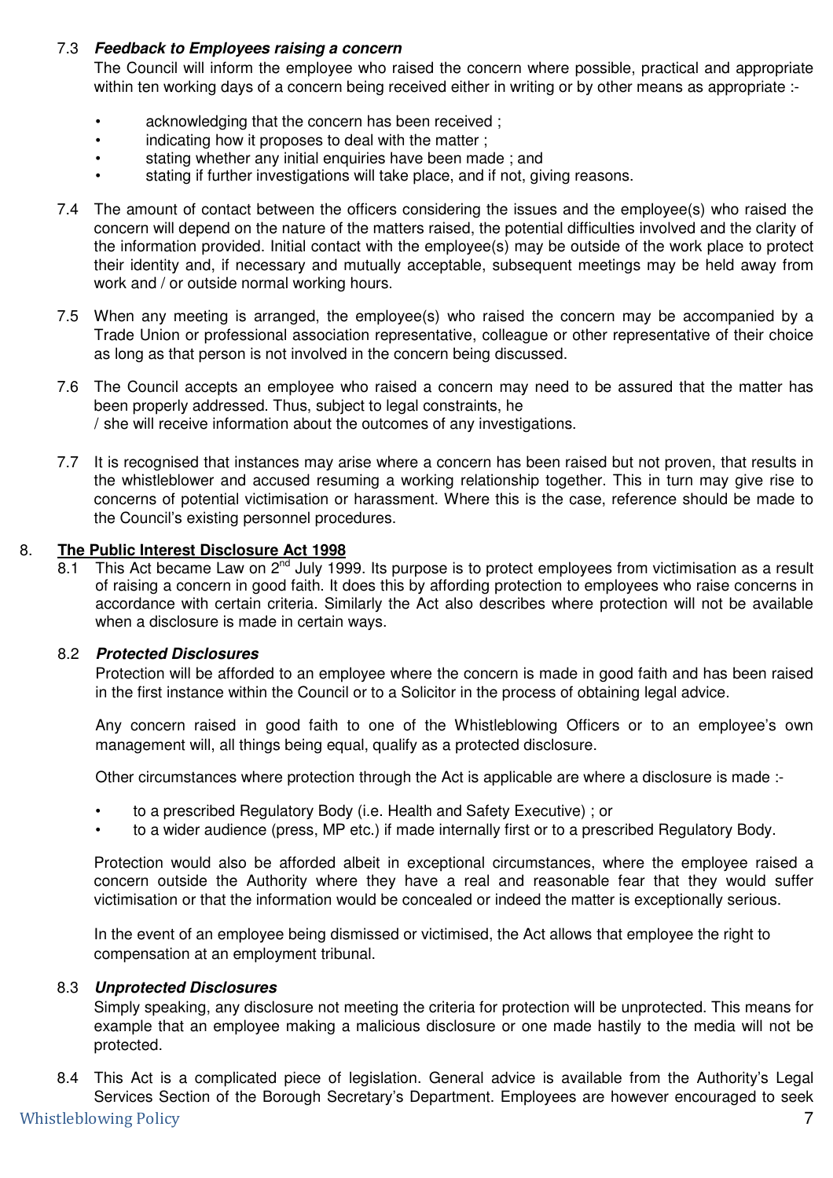7.3 ***Feedback to Employees raising a concern***

The Council will inform the employee who raised the concern where possible, practical and appropriate within ten working days of a concern being received either in writing or by other means as appropriate :-

- acknowledging that the concern has been received ;
- indicating how it proposes to deal with the matter ;
- stating whether any initial enquiries have been made ; and
- stating if further investigations will take place, and if not, giving reasons.

7.4 The amount of contact between the officers considering the issues and the employee(s) who raised the concern will depend on the nature of the matters raised, the potential difficulties involved and the clarity of the information provided. Initial contact with the employee(s) may be outside of the work place to protect their identity and, if necessary and mutually acceptable, subsequent meetings may be held away from work and / or outside normal working hours.

7.5 When any meeting is arranged, the employee(s) who raised the concern may be accompanied by a Trade Union or professional association representative, colleague or other representative of their choice as long as that person is not involved in the concern being discussed.

7.6 The Council accepts an employee who raised a concern may need to be assured that the matter has been properly addressed. Thus, subject to legal constraints, he / she will receive information about the outcomes of any investigations.

7.7 It is recognised that instances may arise where a concern has been raised but not proven, that results in the whistleblower and accused resuming a working relationship together. This in turn may give rise to concerns of potential victimisation or harassment. Where this is the case, reference should be made to the Council's existing personnel procedures.

## 8. <u>The Public Interest Disclosure Act 1998</u>

8.1 This Act became Law on 2nd July 1999. Its purpose is to protect employees from victimisation as a result of raising a concern in good faith. It does this by affording protection to employees who raise concerns in accordance with certain criteria. Similarly the Act also describes where protection will not be available when a disclosure is made in certain ways.

8.2 ***Protected Disclosures***

Protection will be afforded to an employee where the concern is made in good faith and has been raised in the first instance within the Council or to a Solicitor in the process of obtaining legal advice.

Any concern raised in good faith to one of the Whistleblowing Officers or to an employee's own management will, all things being equal, qualify as a protected disclosure.

Other circumstances where protection through the Act is applicable are where a disclosure is made :-

- to a prescribed Regulatory Body (i.e. Health and Safety Executive) ; or
- to a wider audience (press, MP etc.) if made internally first or to a prescribed Regulatory Body.

Protection would also be afforded albeit in exceptional circumstances, where the employee raised a concern outside the Authority where they have a real and reasonable fear that they would suffer victimisation or that the information would be concealed or indeed the matter is exceptionally serious.

In the event of an employee being dismissed or victimised, the Act allows that employee the right to compensation at an employment tribunal.

8.3 ***Unprotected Disclosures***

Simply speaking, any disclosure not meeting the criteria for protection will be unprotected. This means for example that an employee making a malicious disclosure or one made hastily to the media will not be protected.

8.4 This Act is a complicated piece of legislation. General advice is available from the Authority's Legal Services Section of the Borough Secretary's Department. Employees are however encouraged to seek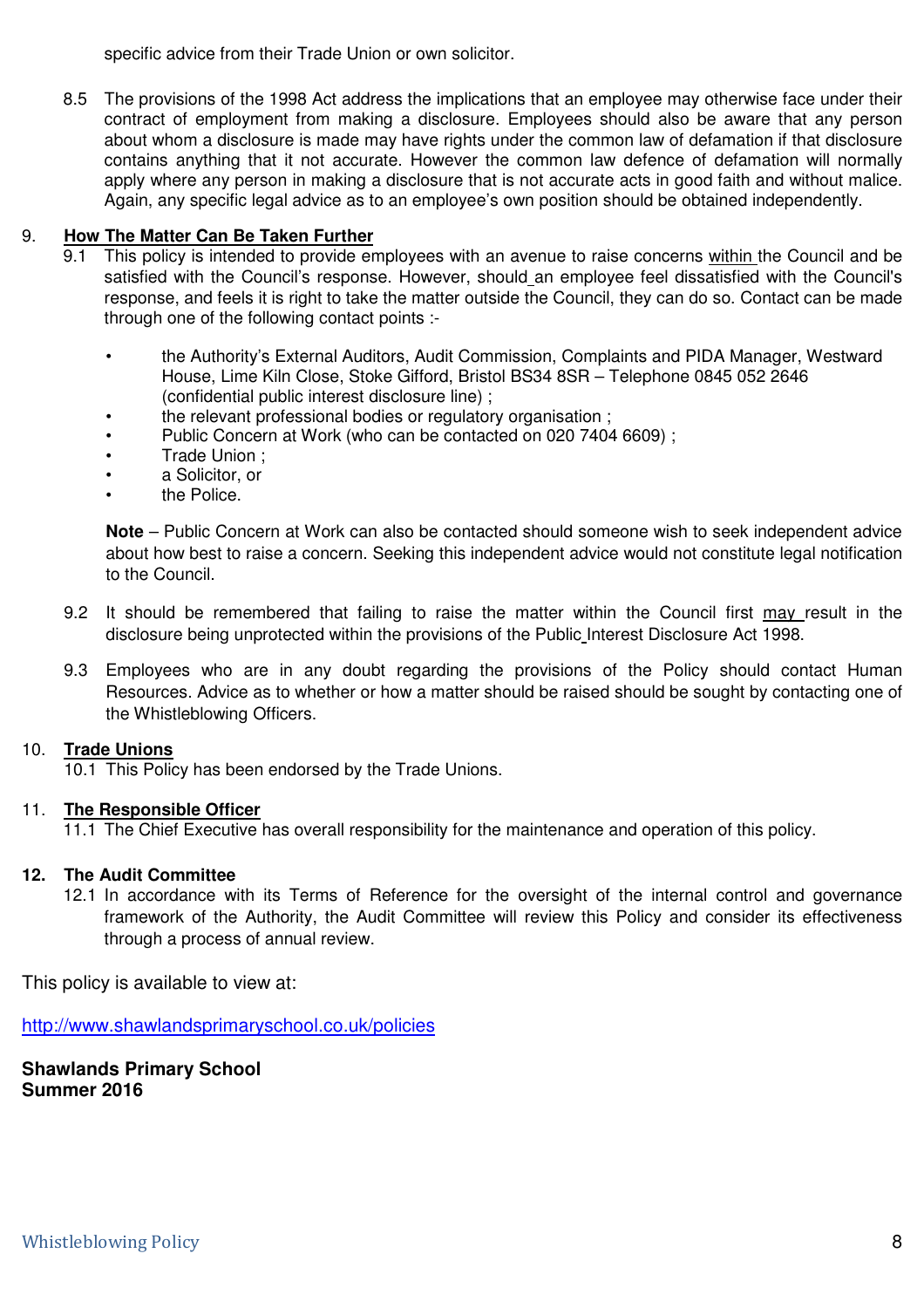specific advice from their Trade Union or own solicitor.

8.5 The provisions of the 1998 Act address the implications that an employee may otherwise face under their contract of employment from making a disclosure. Employees should also be aware that any person about whom a disclosure is made may have rights under the common law of defamation if that disclosure contains anything that it not accurate. However the common law defence of defamation will normally apply where any person in making a disclosure that is not accurate acts in good faith and without malice. Again, any specific legal advice as to an employee's own position should be obtained independently.

## 9. How The Matter Can Be Taken Further

9.1 This policy is intended to provide employees with an avenue to raise concerns within the Council and be satisfied with the Council's response. However, should an employee feel dissatisfied with the Council's response, and feels it is right to take the matter outside the Council, they can do so. Contact can be made through one of the following contact points :-

- the Authority's External Auditors, Audit Commission, Complaints and PIDA Manager, Westward House, Lime Kiln Close, Stoke Gifford, Bristol BS34 8SR – Telephone 0845 052 2646 (confidential public interest disclosure line) ;
- the relevant professional bodies or regulatory organisation ;
- Public Concern at Work (who can be contacted on 020 7404 6609) ;
- Trade Union ;
- a Solicitor, or
- the Police.

**Note** – Public Concern at Work can also be contacted should someone wish to seek independent advice about how best to raise a concern. Seeking this independent advice would not constitute legal notification to the Council.

9.2 It should be remembered that failing to raise the matter within the Council first may result in the disclosure being unprotected within the provisions of the Public Interest Disclosure Act 1998.

9.3 Employees who are in any doubt regarding the provisions of the Policy should contact Human Resources. Advice as to whether or how a matter should be raised should be sought by contacting one of the Whistleblowing Officers.

## 10. Trade Unions

10.1 This Policy has been endorsed by the Trade Unions.

## 11. The Responsible Officer

11.1 The Chief Executive has overall responsibility for the maintenance and operation of this policy.

## 12. The Audit Committee

12.1 In accordance with its Terms of Reference for the oversight of the internal control and governance framework of the Authority, the Audit Committee will review this Policy and consider its effectiveness through a process of annual review.

This policy is available to view at:

http://www.shawlandsprimaryschool.co.uk/policies

**Shawlands Primary School**
**Summer 2016**